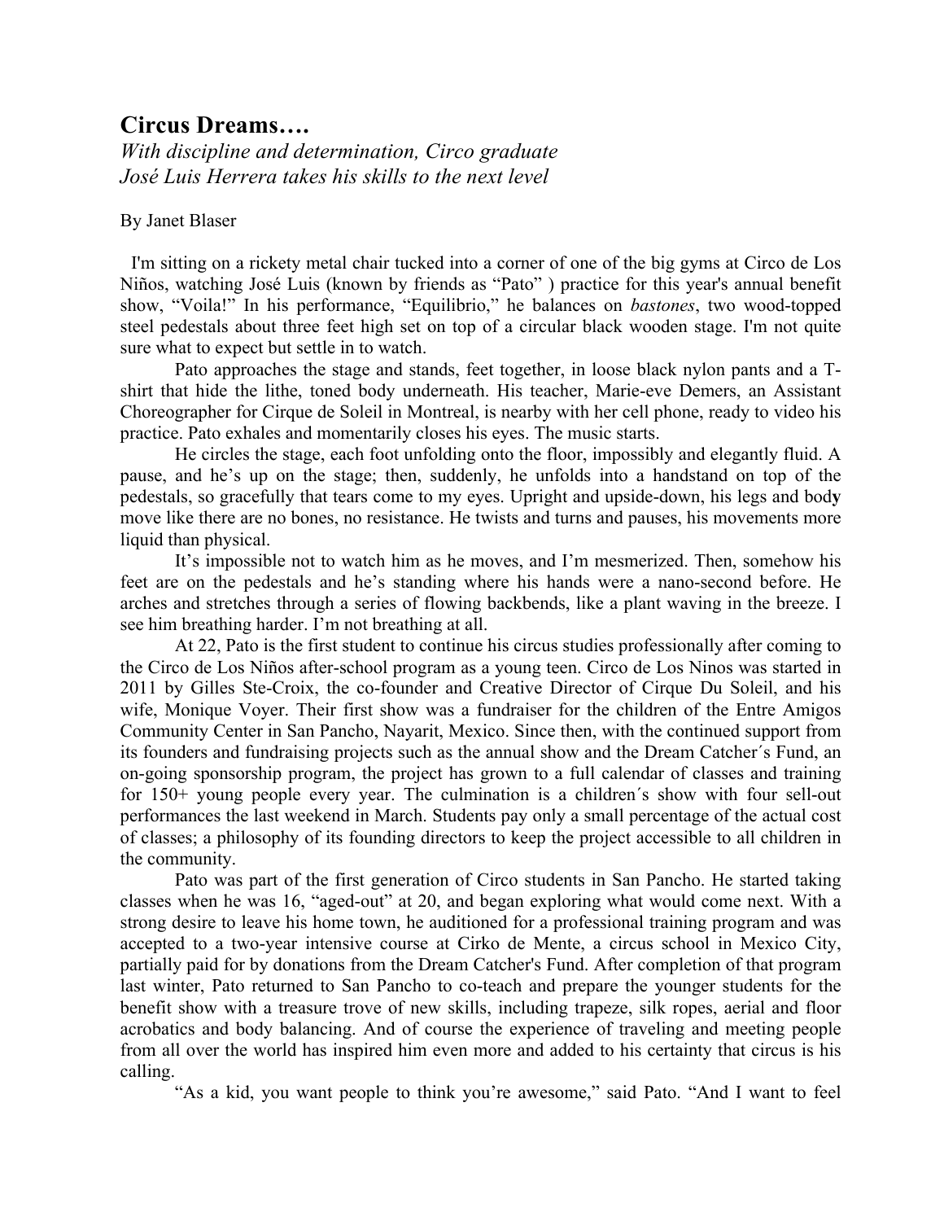# Circus Dreams….

*With discipline and determination, Circo graduate José Luis Herrera takes his skills to the next level*

By Janet Blaser

I'm sitting on a rickety metal chair tucked into a corner of one of the big gyms at Circo de Los Niños, watching José Luis (known by friends as "Pato" ) practice for this year's annual benefit show, "Voila!" In his performance, "Equilibrio," he balances on *bastones*, two wood-topped steel pedestals about three feet high set on top of a circular black wooden stage. I'm not quite sure what to expect but settle in to watch.

Pato approaches the stage and stands, feet together, in loose black nylon pants and a T-shirt that hide the lithe, toned body underneath. His teacher, Marie-eve Demers, an Assistant Choreographer for Cirque de Soleil in Montreal, is nearby with her cell phone, ready to video his practice. Pato exhales and momentarily closes his eyes. The music starts.

He circles the stage, each foot unfolding onto the floor, impossibly and elegantly fluid. A pause, and he's up on the stage; then, suddenly, he unfolds into a handstand on top of the pedestals, so gracefully that tears come to my eyes. Upright and upside-down, his legs and body move like there are no bones, no resistance. He twists and turns and pauses, his movements more liquid than physical.

It's impossible not to watch him as he moves, and I'm mesmerized. Then, somehow his feet are on the pedestals and he's standing where his hands were a nano-second before. He arches and stretches through a series of flowing backbends, like a plant waving in the breeze. I see him breathing harder. I'm not breathing at all.

At 22, Pato is the first student to continue his circus studies professionally after coming to the Circo de Los Niños after-school program as a young teen. Circo de Los Ninos was started in 2011 by Gilles Ste-Croix, the co-founder and Creative Director of Cirque Du Soleil, and his wife, Monique Voyer. Their first show was a fundraiser for the children of the Entre Amigos Community Center in San Pancho, Nayarit, Mexico. Since then, with the continued support from its founders and fundraising projects such as the annual show and the Dream Catcher´s Fund, an on-going sponsorship program, the project has grown to a full calendar of classes and training for 150+ young people every year. The culmination is a children´s show with four sell-out performances the last weekend in March. Students pay only a small percentage of the actual cost of classes; a philosophy of its founding directors to keep the project accessible to all children in the community.

Pato was part of the first generation of Circo students in San Pancho. He started taking classes when he was 16, "aged-out" at 20, and began exploring what would come next. With a strong desire to leave his home town, he auditioned for a professional training program and was accepted to a two-year intensive course at Cirko de Mente, a circus school in Mexico City, partially paid for by donations from the Dream Catcher's Fund. After completion of that program last winter, Pato returned to San Pancho to co-teach and prepare the younger students for the benefit show with a treasure trove of new skills, including trapeze, silk ropes, aerial and floor acrobatics and body balancing. And of course the experience of traveling and meeting people from all over the world has inspired him even more and added to his certainty that circus is his calling.

"As a kid, you want people to think you're awesome," said Pato. "And I want to feel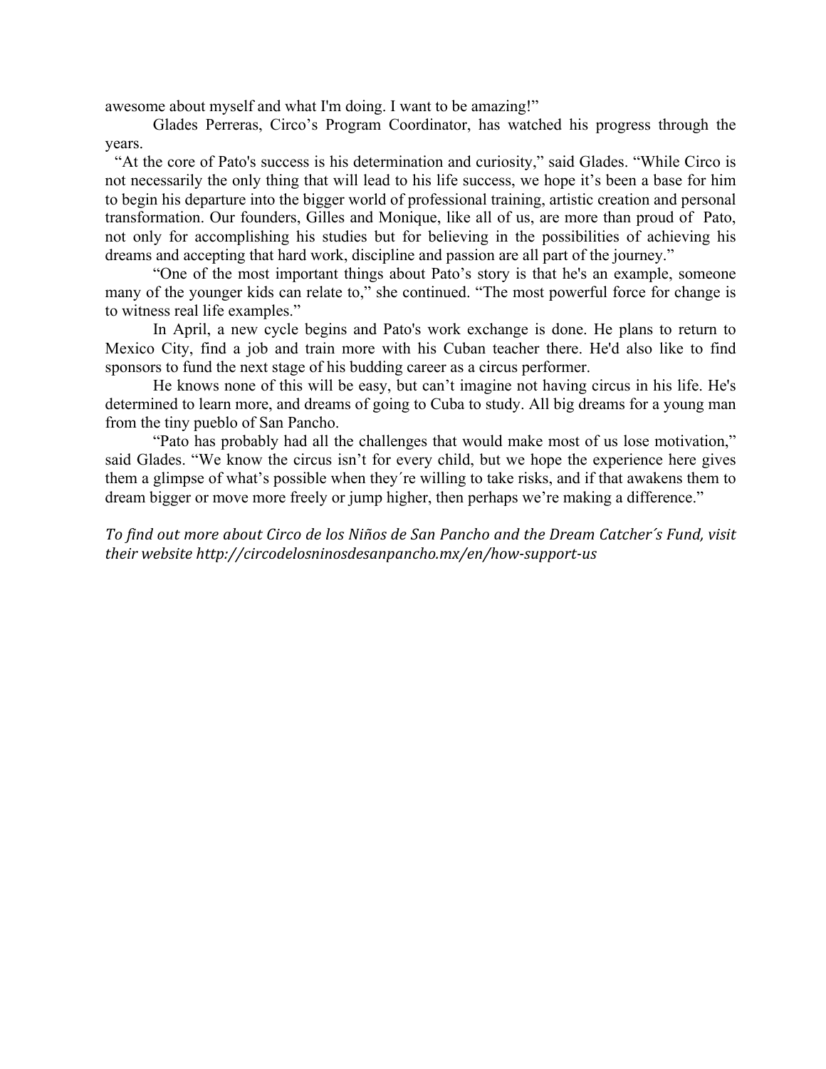awesome about myself and what I'm doing. I want to be amazing!"

Glades Perreras, Circo's Program Coordinator, has watched his progress through the years.

"At the core of Pato's success is his determination and curiosity," said Glades. "While Circo is not necessarily the only thing that will lead to his life success, we hope it's been a base for him to begin his departure into the bigger world of professional training, artistic creation and personal transformation. Our founders, Gilles and Monique, like all of us, are more than proud of Pato, not only for accomplishing his studies but for believing in the possibilities of achieving his dreams and accepting that hard work, discipline and passion are all part of the journey."

"One of the most important things about Pato's story is that he's an example, someone many of the younger kids can relate to," she continued. "The most powerful force for change is to witness real life examples."

In April, a new cycle begins and Pato's work exchange is done. He plans to return to Mexico City, find a job and train more with his Cuban teacher there. He'd also like to find sponsors to fund the next stage of his budding career as a circus performer.

He knows none of this will be easy, but can't imagine not having circus in his life. He's determined to learn more, and dreams of going to Cuba to study. All big dreams for a young man from the tiny pueblo of San Pancho.

"Pato has probably had all the challenges that would make most of us lose motivation," said Glades. "We know the circus isn't for every child, but we hope the experience here gives them a glimpse of what's possible when they´re willing to take risks, and if that awakens them to dream bigger or move more freely or jump higher, then perhaps we're making a difference."

*To find out more about Circo de los Niños de San Pancho and the Dream Catcher´s Fund, visit their website http://circodelosninosdesanpancho.mx/en/how-support-us*